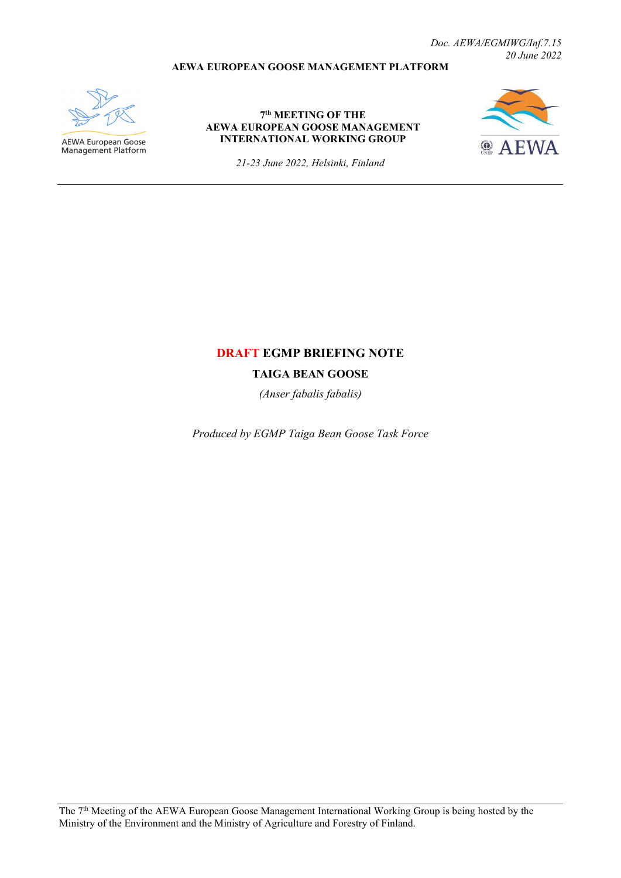*Doc. AEWA/EGMIWG/Inf.7.15*
*20 June 2022*

**AEWA EUROPEAN GOOSE MANAGEMENT PLATFORM**

AEWA European Goose Management Platform

**7th MEETING OF THE AEWA EUROPEAN GOOSE MANAGEMENT INTERNATIONAL WORKING GROUP**

*21-23 June 2022, Helsinki, Finland*

AEWA

---

# DRAFT EGMP BRIEFING NOTE

## TAIGA BEAN GOOSE

*(Anser fabalis fabalis)*

*Produced by EGMP Taiga Bean Goose Task Force*

---

The 7th Meeting of the AEWA European Goose Management International Working Group is being hosted by the Ministry of the Environment and the Ministry of Agriculture and Forestry of Finland.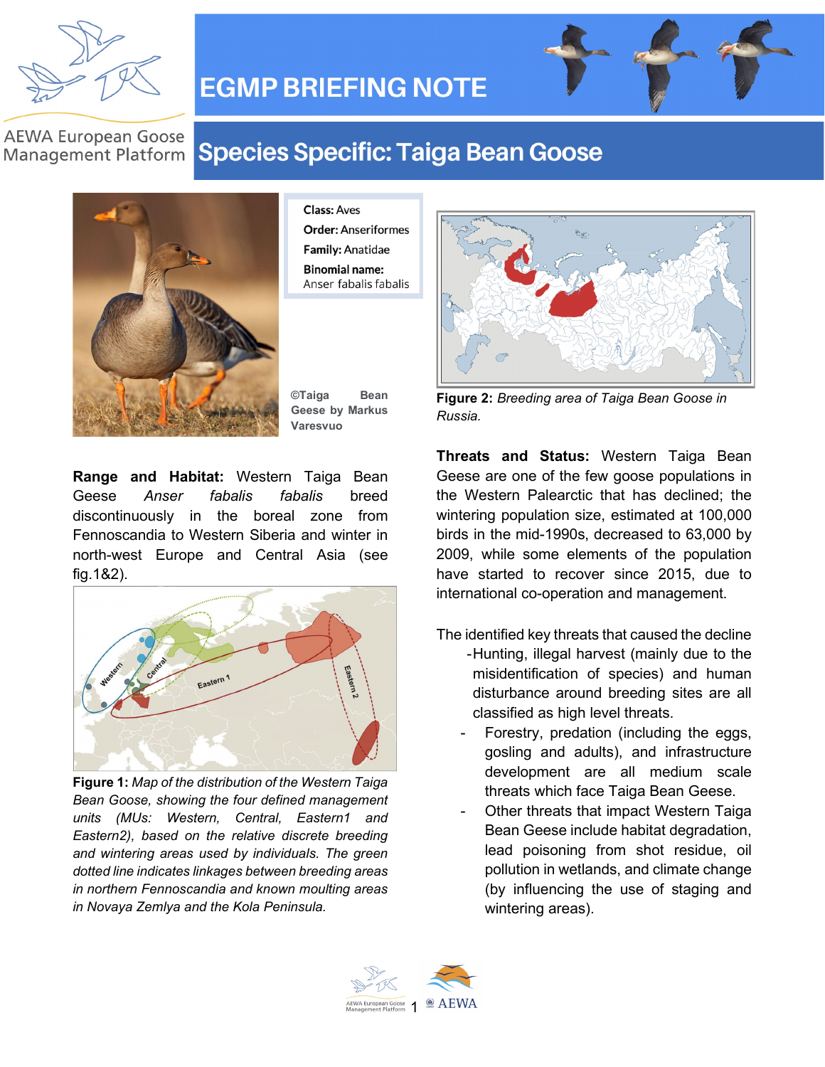# EGMP BRIEFING NOTE

AEWA European Goose Management Platform

## Species Specific: Taiga Bean Goose

**Class:** Aves
**Order:** Anseriformes
**Family:** Anatidae
**Binomial name:** Anser fabalis fabalis

©Taiga Bean Geese by Markus Varesvuo

**Range and Habitat:** Western Taiga Bean Geese *Anser fabalis fabalis* breed discontinuously in the boreal zone from Fennoscandia to Western Siberia and winter in north-west Europe and Central Asia (see fig.1&2).

**Figure 1:** *Map of the distribution of the Western Taiga Bean Goose, showing the four defined management units (MUs: Western, Central, Eastern1 and Eastern2), based on the relative discrete breeding and wintering areas used by individuals. The green dotted line indicates linkages between breeding areas in northern Fennoscandia and known moulting areas in Novaya Zemlya and the Kola Peninsula.*

**Figure 2:** *Breeding area of Taiga Bean Goose in Russia.*

**Threats and Status:** Western Taiga Bean Geese are one of the few goose populations in the Western Palearctic that has declined; the wintering population size, estimated at 100,000 birds in the mid-1990s, decreased to 63,000 by 2009, while some elements of the population have started to recover since 2015, due to international co-operation and management.

The identified key threats that caused the decline

- Hunting, illegal harvest (mainly due to the misidentification of species) and human disturbance around breeding sites are all classified as high level threats.
- Forestry, predation (including the eggs, gosling and adults), and infrastructure development are all medium scale threats which face Taiga Bean Geese.
- Other threats that impact Western Taiga Bean Geese include habitat degradation, lead poisoning from shot residue, oil pollution in wetlands, and climate change (by influencing the use of staging and wintering areas).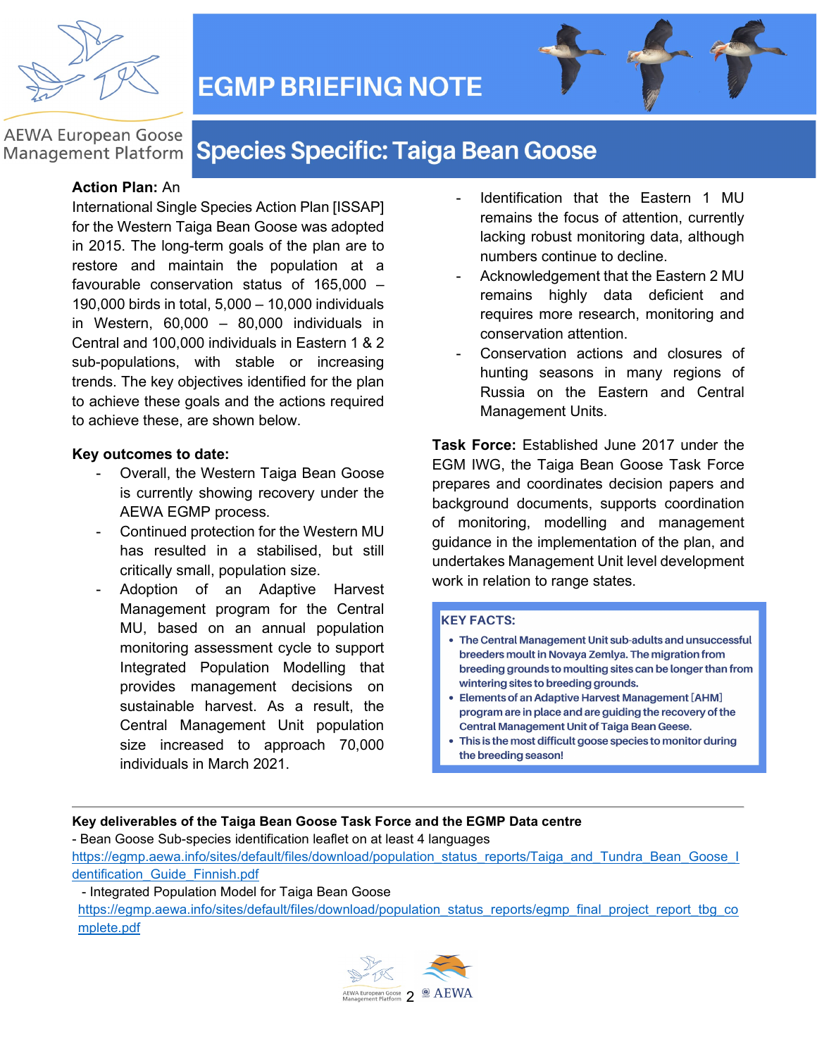# EGMP BRIEFING NOTE

## Species Specific: Taiga Bean Goose

**Action Plan:** An International Single Species Action Plan [ISSAP] for the Western Taiga Bean Goose was adopted in 2015. The long-term goals of the plan are to restore and maintain the population at a favourable conservation status of 165,000 – 190,000 birds in total, 5,000 – 10,000 individuals in Western, 60,000 – 80,000 individuals in Central and 100,000 individuals in Eastern 1 & 2 sub-populations, with stable or increasing trends. The key objectives identified for the plan to achieve these goals and the actions required to achieve these, are shown below.

**Key outcomes to date:**

- Overall, the Western Taiga Bean Goose is currently showing recovery under the AEWA EGMP process.
- Continued protection for the Western MU has resulted in a stabilised, but still critically small, population size.
- Adoption of an Adaptive Harvest Management program for the Central MU, based on an annual population monitoring assessment cycle to support Integrated Population Modelling that provides management decisions on sustainable harvest. As a result, the Central Management Unit population size increased to approach 70,000 individuals in March 2021.
- Identification that the Eastern 1 MU remains the focus of attention, currently lacking robust monitoring data, although numbers continue to decline.
- Acknowledgement that the Eastern 2 MU remains highly data deficient and requires more research, monitoring and conservation attention.
- Conservation actions and closures of hunting seasons in many regions of Russia on the Eastern and Central Management Units.

**Task Force:** Established June 2017 under the EGM IWG, the Taiga Bean Goose Task Force prepares and coordinates decision papers and background documents, supports coordination of monitoring, modelling and management guidance in the implementation of the plan, and undertakes Management Unit level development work in relation to range states.

**KEY FACTS:**

- The Central Management Unit sub-adults and unsuccessful breeders moult in Novaya Zemlya. The migration from breeding grounds to moulting sites can be longer than from wintering sites to breeding grounds.
- Elements of an Adaptive Harvest Management [AHM] program are in place and are guiding the recovery of the Central Management Unit of Taiga Bean Geese.
- This is the most difficult goose species to monitor during the breeding season!

---

**Key deliverables of the Taiga Bean Goose Task Force and the EGMP Data centre**

- Bean Goose Sub-species identification leaflet on at least 4 languages
https://egmp.aewa.info/sites/default/files/download/population_status_reports/Taiga_and_Tundra_Bean_Goose_Identification_Guide_Finnish.pdf
- Integrated Population Model for Taiga Bean Goose
https://egmp.aewa.info/sites/default/files/download/population_status_reports/egmp_final_project_report_tbg_complete.pdf